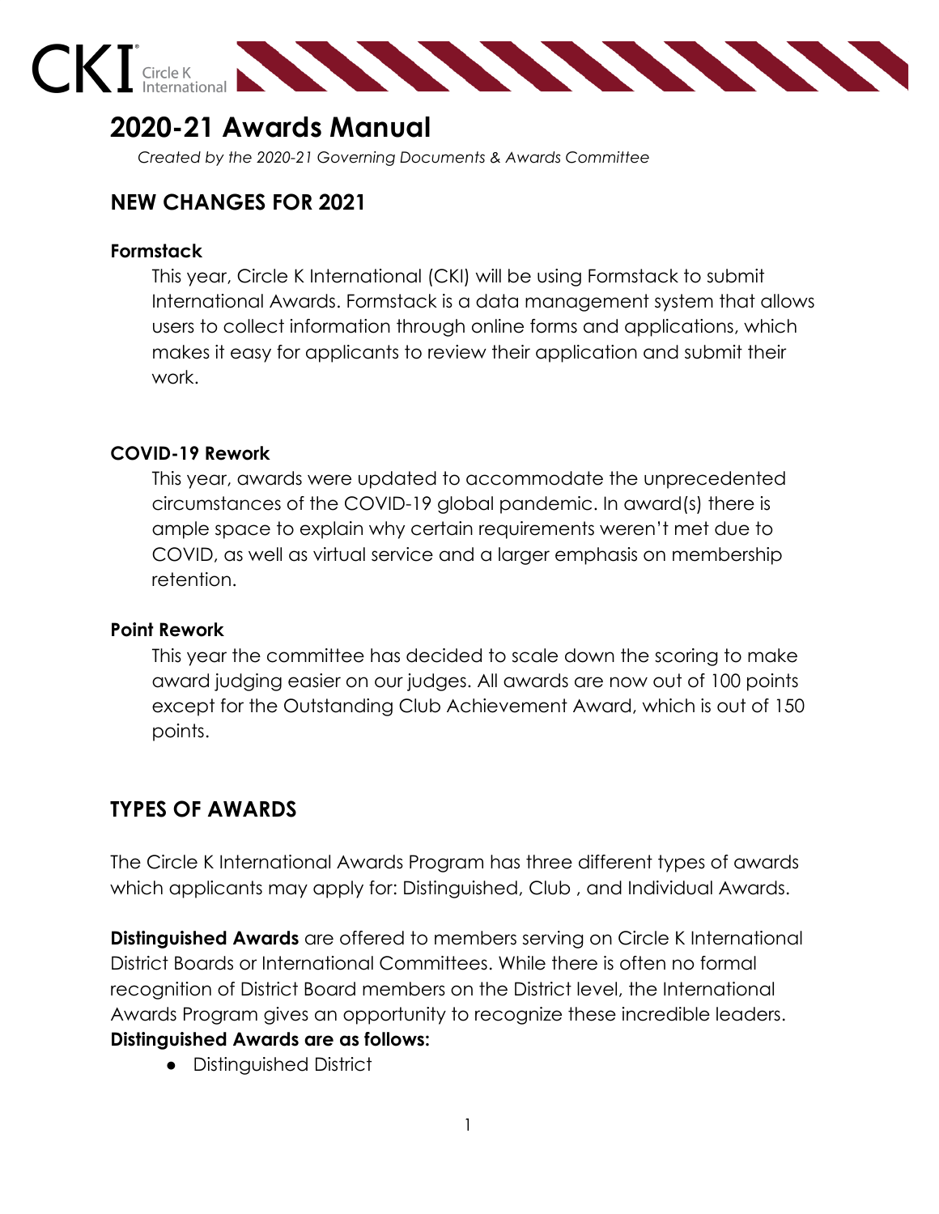# 2020-21 Awards Manual

*Created by the 2020-21 Governing Documents & Awards Committee*

## NEW CHANGES FOR 2021

### Formstack

This year, Circle K International (CKI) will be using Formstack to submit International Awards. Formstack is a data management system that allows users to collect information through online forms and applications, which makes it easy for applicants to review their application and submit their work.

### COVID-19 Rework

This year, awards were updated to accommodate the unprecedented circumstances of the COVID-19 global pandemic. In award(s) there is ample space to explain why certain requirements weren't met due to COVID, as well as virtual service and a larger emphasis on membership retention.

### Point Rework

This year the committee has decided to scale down the scoring to make award judging easier on our judges. All awards are now out of 100 points except for the Outstanding Club Achievement Award, which is out of 150 points.

## TYPES OF AWARDS

The Circle K International Awards Program has three different types of awards which applicants may apply for: Distinguished, Club , and Individual Awards.

**Distinguished Awards** are offered to members serving on Circle K International District Boards or International Committees. While there is often no formal recognition of District Board members on the District level, the International Awards Program gives an opportunity to recognize these incredible leaders.

**Distinguished Awards are as follows:**

- Distinguished District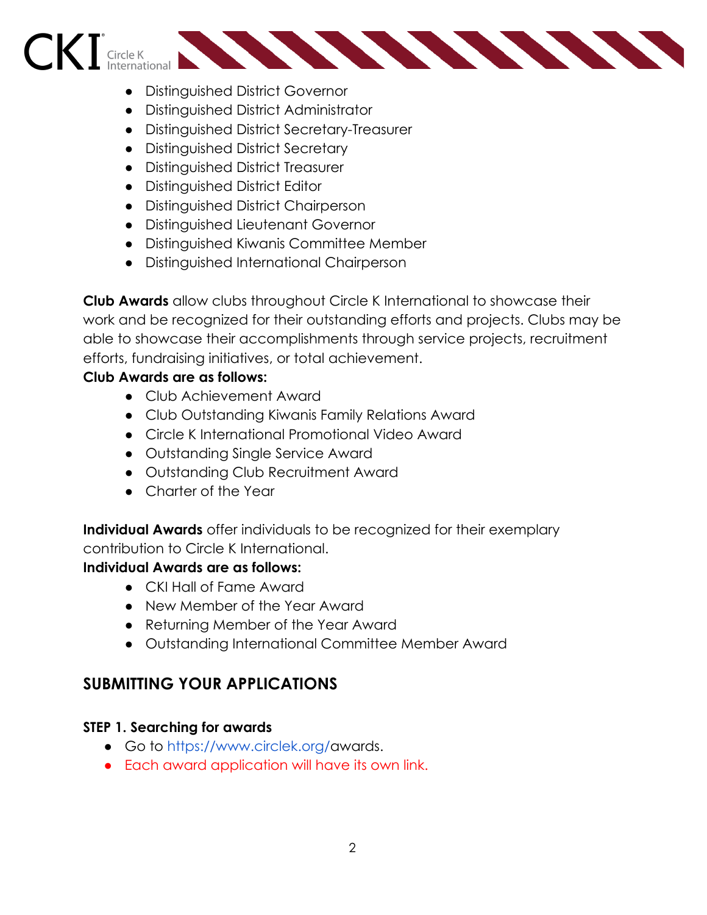- Distinguished District Governor
- Distinguished District Administrator
- Distinguished District Secretary-Treasurer
- Distinguished District Secretary
- Distinguished District Treasurer
- Distinguished District Editor
- Distinguished District Chairperson
- Distinguished Lieutenant Governor
- Distinguished Kiwanis Committee Member
- Distinguished International Chairperson

**Club Awards** allow clubs throughout Circle K International to showcase their work and be recognized for their outstanding efforts and projects. Clubs may be able to showcase their accomplishments through service projects, recruitment efforts, fundraising initiatives, or total achievement.

**Club Awards are as follows:**

- Club Achievement Award
- Club Outstanding Kiwanis Family Relations Award
- Circle K International Promotional Video Award
- Outstanding Single Service Award
- Outstanding Club Recruitment Award
- Charter of the Year

**Individual Awards** offer individuals to be recognized for their exemplary contribution to Circle K International.

**Individual Awards are as follows:**

- CKI Hall of Fame Award
- New Member of the Year Award
- Returning Member of the Year Award
- Outstanding International Committee Member Award

## SUBMITTING YOUR APPLICATIONS

### STEP 1. Searching for awards

- Go to https://www.circlek.org/awards.
- Each award application will have its own link.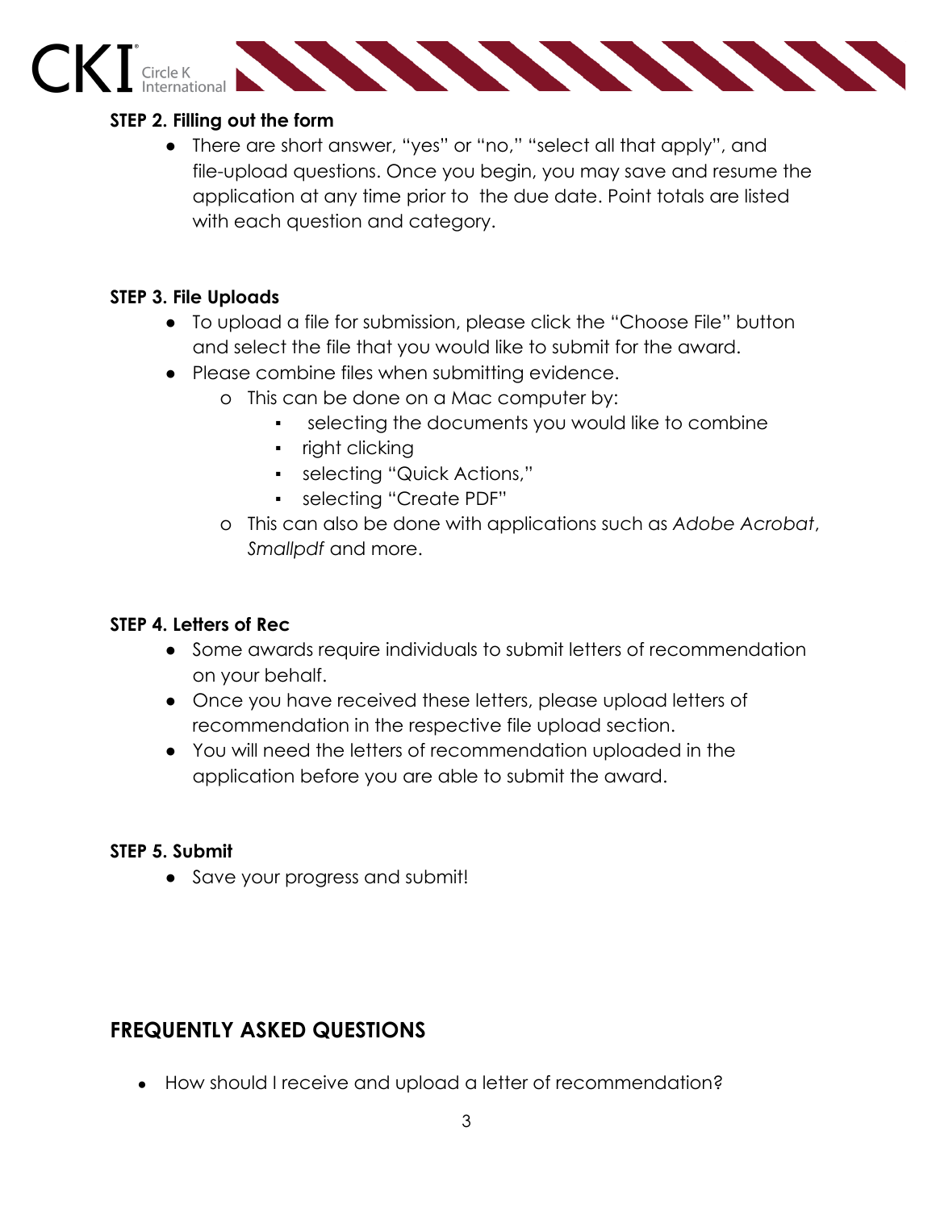**STEP 2. Filling out the form**

- There are short answer, "yes" or "no," "select all that apply", and file-upload questions. Once you begin, you may save and resume the application at any time prior to the due date. Point totals are listed with each question and category.

**STEP 3. File Uploads**

- To upload a file for submission, please click the "Choose File" button and select the file that you would like to submit for the award.
- Please combine files when submitting evidence.
  - This can be done on a Mac computer by:
    - selecting the documents you would like to combine
    - right clicking
    - selecting "Quick Actions,"
    - selecting "Create PDF"
  - This can also be done with applications such as *Adobe Acrobat*, *Smallpdf* and more.

**STEP 4. Letters of Rec**

- Some awards require individuals to submit letters of recommendation on your behalf.
- Once you have received these letters, please upload letters of recommendation in the respective file upload section.
- You will need the letters of recommendation uploaded in the application before you are able to submit the award.

**STEP 5. Submit**

- Save your progress and submit!

## FREQUENTLY ASKED QUESTIONS

- How should I receive and upload a letter of recommendation?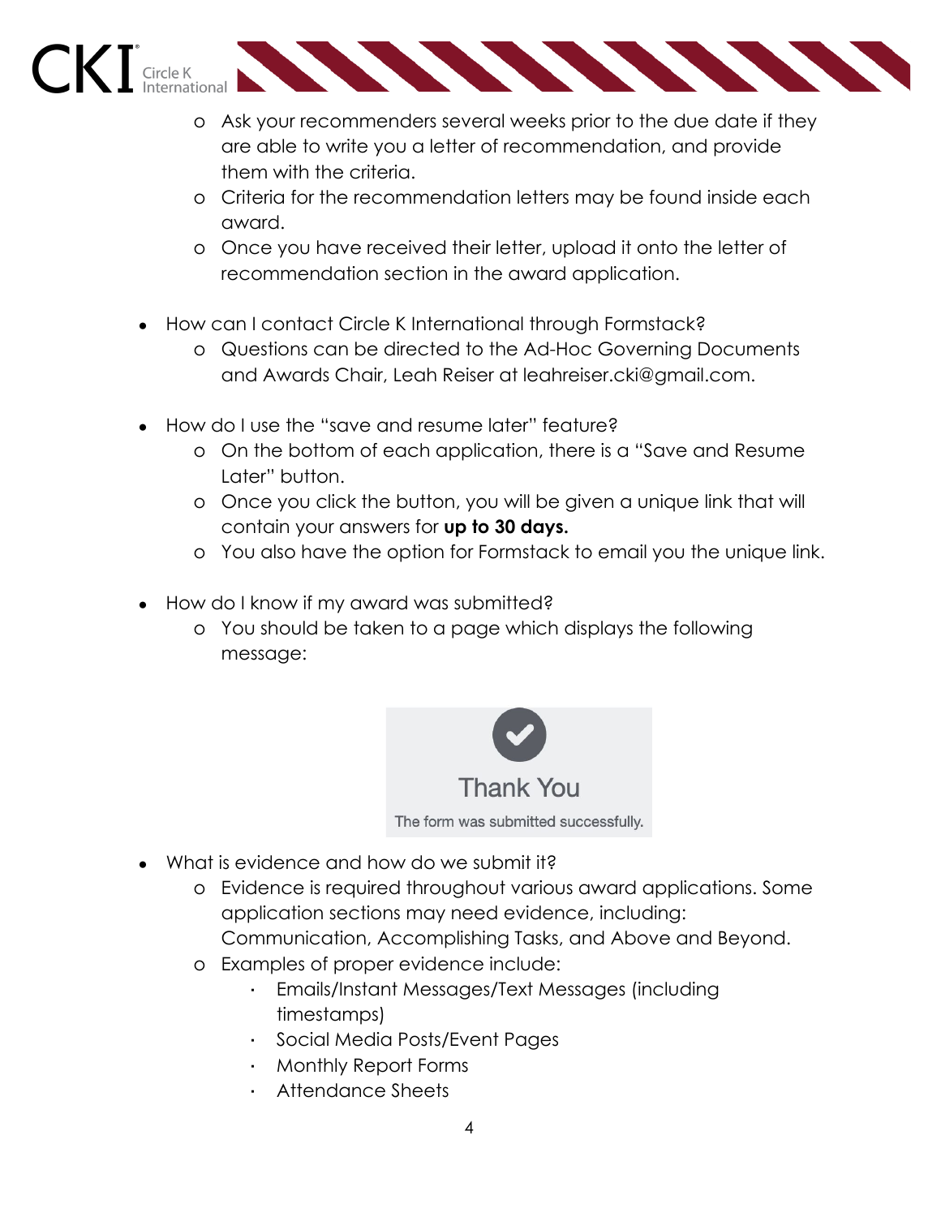- Ask your recommenders several weeks prior to the due date if they are able to write you a letter of recommendation, and provide them with the criteria.
  - Criteria for the recommendation letters may be found inside each award.
  - Once you have received their letter, upload it onto the letter of recommendation section in the award application.

- How can I contact Circle K International through Formstack?
  - Questions can be directed to the Ad-Hoc Governing Documents and Awards Chair, Leah Reiser at leahreiser.cki@gmail.com.

- How do I use the "save and resume later" feature?
  - On the bottom of each application, there is a "Save and Resume Later" button.
  - Once you click the button, you will be given a unique link that will contain your answers for **up to 30 days.**
  - You also have the option for Formstack to email you the unique link.

- How do I know if my award was submitted?
  - You should be taken to a page which displays the following message:

    Thank You

    The form was submitted successfully.

- What is evidence and how do we submit it?
  - Evidence is required throughout various award applications. Some application sections may need evidence, including: Communication, Accomplishing Tasks, and Above and Beyond.
  - Examples of proper evidence include:
    - Emails/Instant Messages/Text Messages (including timestamps)
    - Social Media Posts/Event Pages
    - Monthly Report Forms
    - Attendance Sheets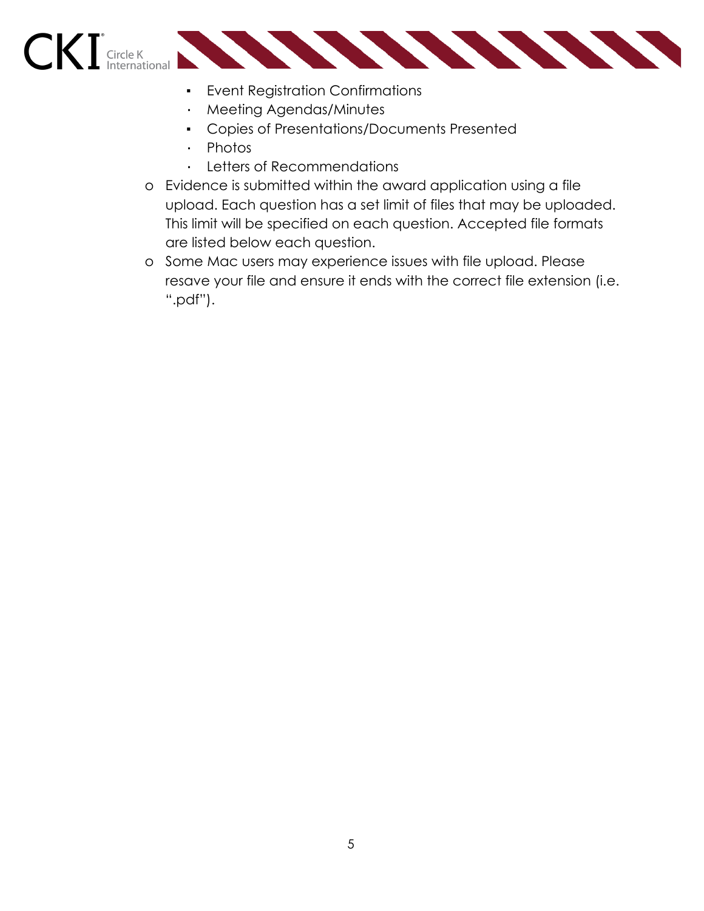- Event Registration Confirmations
    - Meeting Agendas/Minutes
    - Copies of Presentations/Documents Presented
    - Photos
    - Letters of Recommendations
  - Evidence is submitted within the award application using a file upload. Each question has a set limit of files that may be uploaded. This limit will be specified on each question. Accepted file formats are listed below each question.
  - Some Mac users may experience issues with file upload. Please resave your file and ensure it ends with the correct file extension (i.e. ".pdf").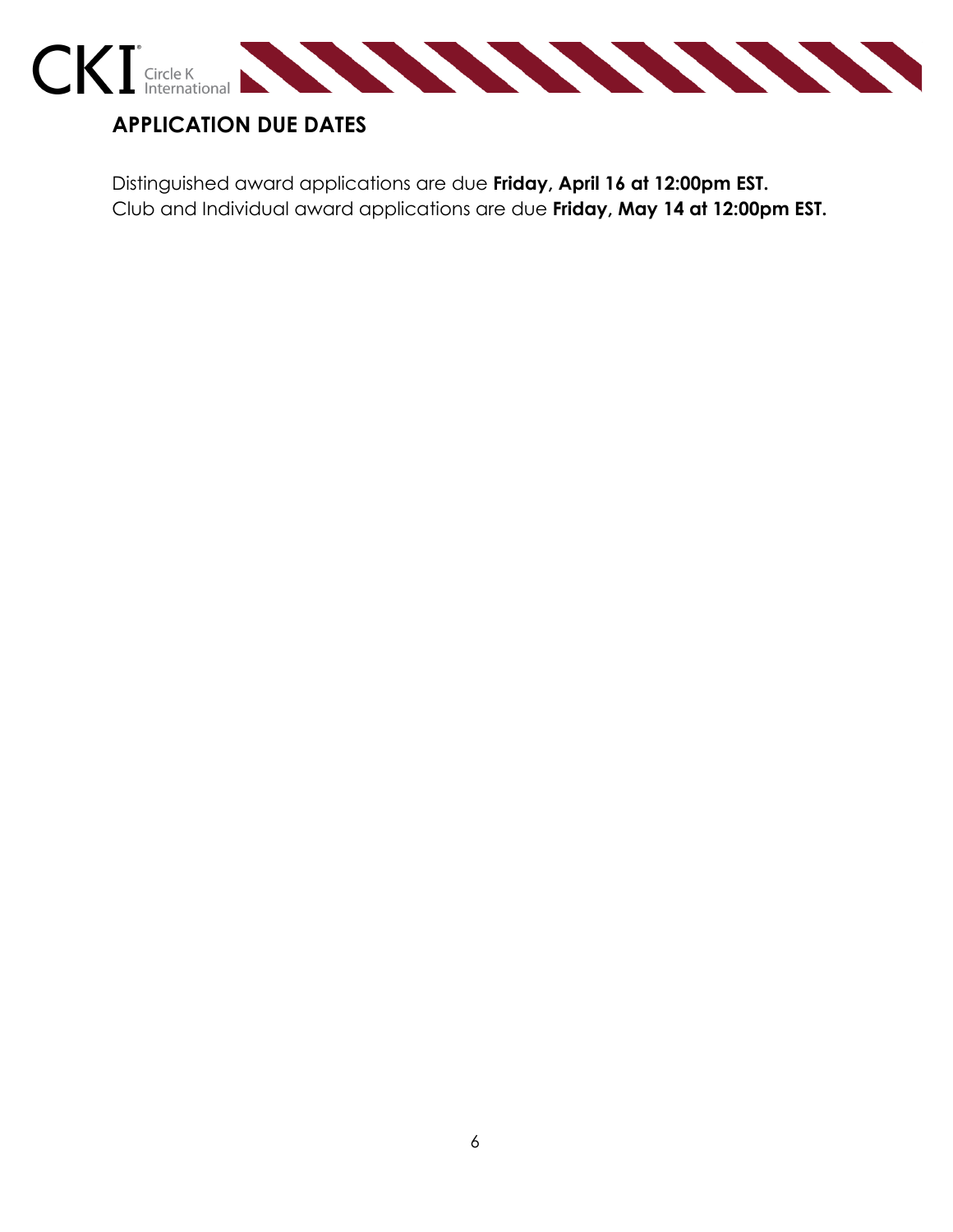## APPLICATION DUE DATES

Distinguished award applications are due **Friday, April 16 at 12:00pm EST.**
Club and Individual award applications are due **Friday, May 14 at 12:00pm EST.**